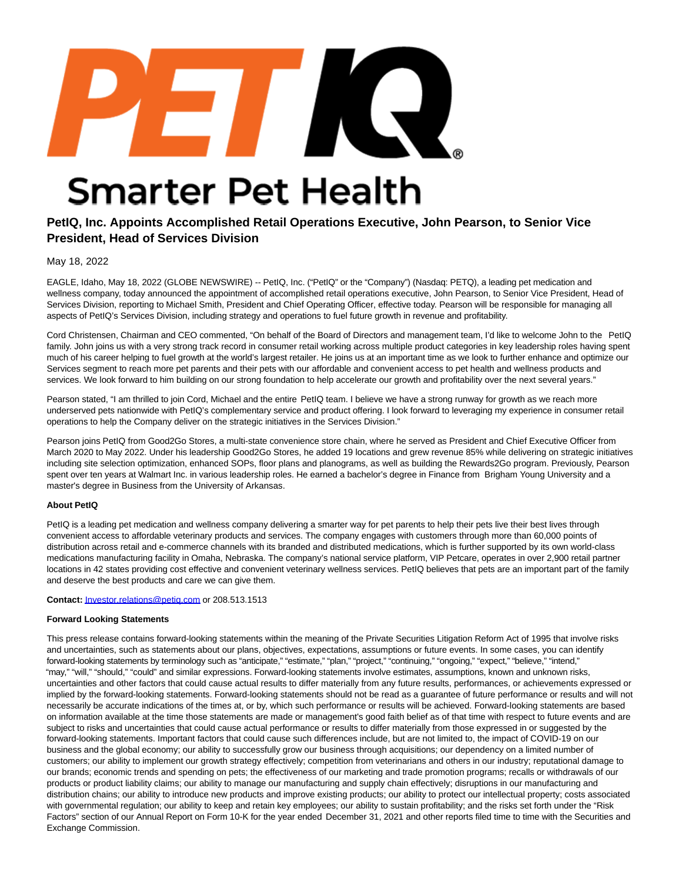# PetIQ, Inc. Appoints Accomplished Retail Operations Executive, John Pearson, to Senior Vice President, Head of Services Division

May 18, 2022

EAGLE, Idaho, May 18, 2022 (GLOBE NEWSWIRE) -- PetIQ, Inc. ("PetIQ" or the "Company") (Nasdaq: PETQ), a leading pet medication and wellness company, today announced the appointment of accomplished retail operations executive, John Pearson, to Senior Vice President, Head of Services Division, reporting to Michael Smith, President and Chief Operating Officer, effective today. Pearson will be responsible for managing all aspects of PetIQ's Services Division, including strategy and operations to fuel future growth in revenue and profitability.

Cord Christensen, Chairman and CEO commented, "On behalf of the Board of Directors and management team, I'd like to welcome John to the PetIQ family. John joins us with a very strong track record in consumer retail working across multiple product categories in key leadership roles having spent much of his career helping to fuel growth at the world's largest retailer. He joins us at an important time as we look to further enhance and optimize our Services segment to reach more pet parents and their pets with our affordable and convenient access to pet health and wellness products and services. We look forward to him building on our strong foundation to help accelerate our growth and profitability over the next several years."

Pearson stated, "I am thrilled to join Cord, Michael and the entire PetIQ team. I believe we have a strong runway for growth as we reach more underserved pets nationwide with PetIQ's complementary service and product offering. I look forward to leveraging my experience in consumer retail operations to help the Company deliver on the strategic initiatives in the Services Division."

Pearson joins PetIQ from Good2Go Stores, a multi-state convenience store chain, where he served as President and Chief Executive Officer from March 2020 to May 2022. Under his leadership Good2Go Stores, he added 19 locations and grew revenue 85% while delivering on strategic initiatives including site selection optimization, enhanced SOPs, floor plans and planograms, as well as building the Rewards2Go program. Previously, Pearson spent over ten years at Walmart Inc. in various leadership roles. He earned a bachelor's degree in Finance from Brigham Young University and a master's degree in Business from the University of Arkansas.

**About PetIQ**

PetIQ is a leading pet medication and wellness company delivering a smarter way for pet parents to help their pets live their best lives through convenient access to affordable veterinary products and services. The company engages with customers through more than 60,000 points of distribution across retail and e-commerce channels with its branded and distributed medications, which is further supported by its own world-class medications manufacturing facility in Omaha, Nebraska. The company's national service platform, VIP Petcare, operates in over 2,900 retail partner locations in 42 states providing cost effective and convenient veterinary wellness services. PetIQ believes that pets are an important part of the family and deserve the best products and care we can give them.

**Contact:** Investor.relations@petiq.com or 208.513.1513

**Forward Looking Statements**

This press release contains forward-looking statements within the meaning of the Private Securities Litigation Reform Act of 1995 that involve risks and uncertainties, such as statements about our plans, objectives, expectations, assumptions or future events. In some cases, you can identify forward-looking statements by terminology such as "anticipate," "estimate," "plan," "project," "continuing," "ongoing," "expect," "believe," "intend," "may," "will," "should," "could" and similar expressions. Forward-looking statements involve estimates, assumptions, known and unknown risks, uncertainties and other factors that could cause actual results to differ materially from any future results, performances, or achievements expressed or implied by the forward-looking statements. Forward-looking statements should not be read as a guarantee of future performance or results and will not necessarily be accurate indications of the times at, or by, which such performance or results will be achieved. Forward-looking statements are based on information available at the time those statements are made or management's good faith belief as of that time with respect to future events and are subject to risks and uncertainties that could cause actual performance or results to differ materially from those expressed in or suggested by the forward-looking statements. Important factors that could cause such differences include, but are not limited to, the impact of COVID-19 on our business and the global economy; our ability to successfully grow our business through acquisitions; our dependency on a limited number of customers; our ability to implement our growth strategy effectively; competition from veterinarians and others in our industry; reputational damage to our brands; economic trends and spending on pets; the effectiveness of our marketing and trade promotion programs; recalls or withdrawals of our products or product liability claims; our ability to manage our manufacturing and supply chain effectively; disruptions in our manufacturing and distribution chains; our ability to introduce new products and improve existing products; our ability to protect our intellectual property; costs associated with governmental regulation; our ability to keep and retain key employees; our ability to sustain profitability; and the risks set forth under the "Risk Factors" section of our Annual Report on Form 10-K for the year ended December 31, 2021 and other reports filed time to time with the Securities and Exchange Commission.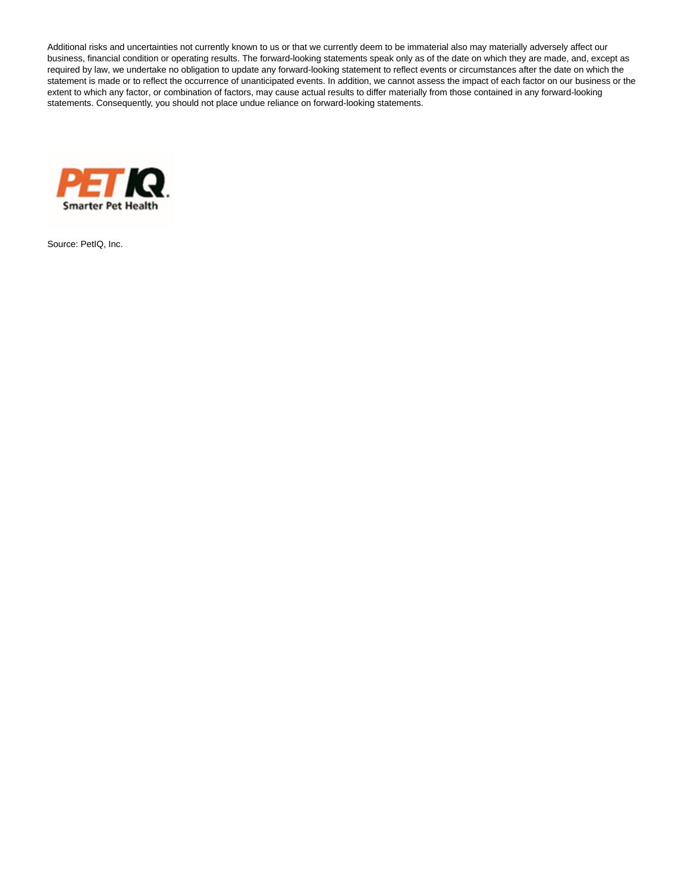Additional risks and uncertainties not currently known to us or that we currently deem to be immaterial also may materially adversely affect our business, financial condition or operating results. The forward-looking statements speak only as of the date on which they are made, and, except as required by law, we undertake no obligation to update any forward-looking statement to reflect events or circumstances after the date on which the statement is made or to reflect the occurrence of unanticipated events. In addition, we cannot assess the impact of each factor on our business or the extent to which any factor, or combination of factors, may cause actual results to differ materially from those contained in any forward-looking statements. Consequently, you should not place undue reliance on forward-looking statements.

Source: PetIQ, Inc.